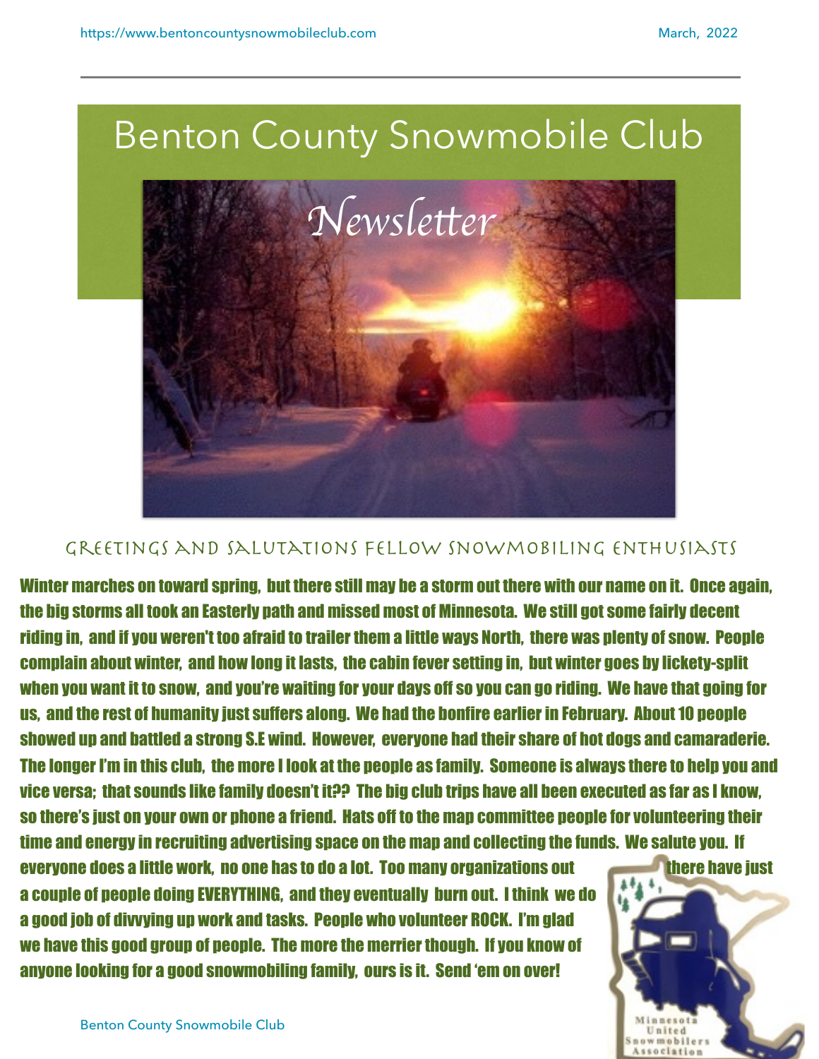# Benton County Snowmobile Club

## Newsletter

### Greetings and Salutations Fellow Snowmobiling Enthusiasts

**Winter marches on toward spring, but there still may be a storm out there with our name on it. Once again, the big storms all took an Easterly path and missed most of Minnesota. We still got some fairly decent riding in, and if you weren't too afraid to trailer them a little ways North, there was plenty of snow. People complain about winter, and how long it lasts, the cabin fever setting in, but winter goes by lickety-split when you want it to snow, and you're waiting for your days off so you can go riding. We have that going for us, and the rest of humanity just suffers along. We had the bonfire earlier in February. About 10 people showed up and battled a strong S.E wind. However, everyone had their share of hot dogs and camaraderie. The longer I'm in this club, the more I look at the people as family. Someone is always there to help you and vice versa; that sounds like family doesn't it?? The big club trips have all been executed as far as I know, so there's just on your own or phone a friend. Hats off to the map committee people for volunteering their time and energy in recruiting advertising space on the map and collecting the funds. We salute you. If everyone does a little work, no one has to do a lot. Too many organizations out there have just a couple of people doing EVERYTHING, and they eventually burn out. I think we do a good job of divvying up work and tasks. People who volunteer ROCK. I'm glad we have this good group of people. The more the merrier though. If you know of anyone looking for a good snowmobiling family, ours is it. Send 'em on over!**

Minnesota United Snowmobilers Association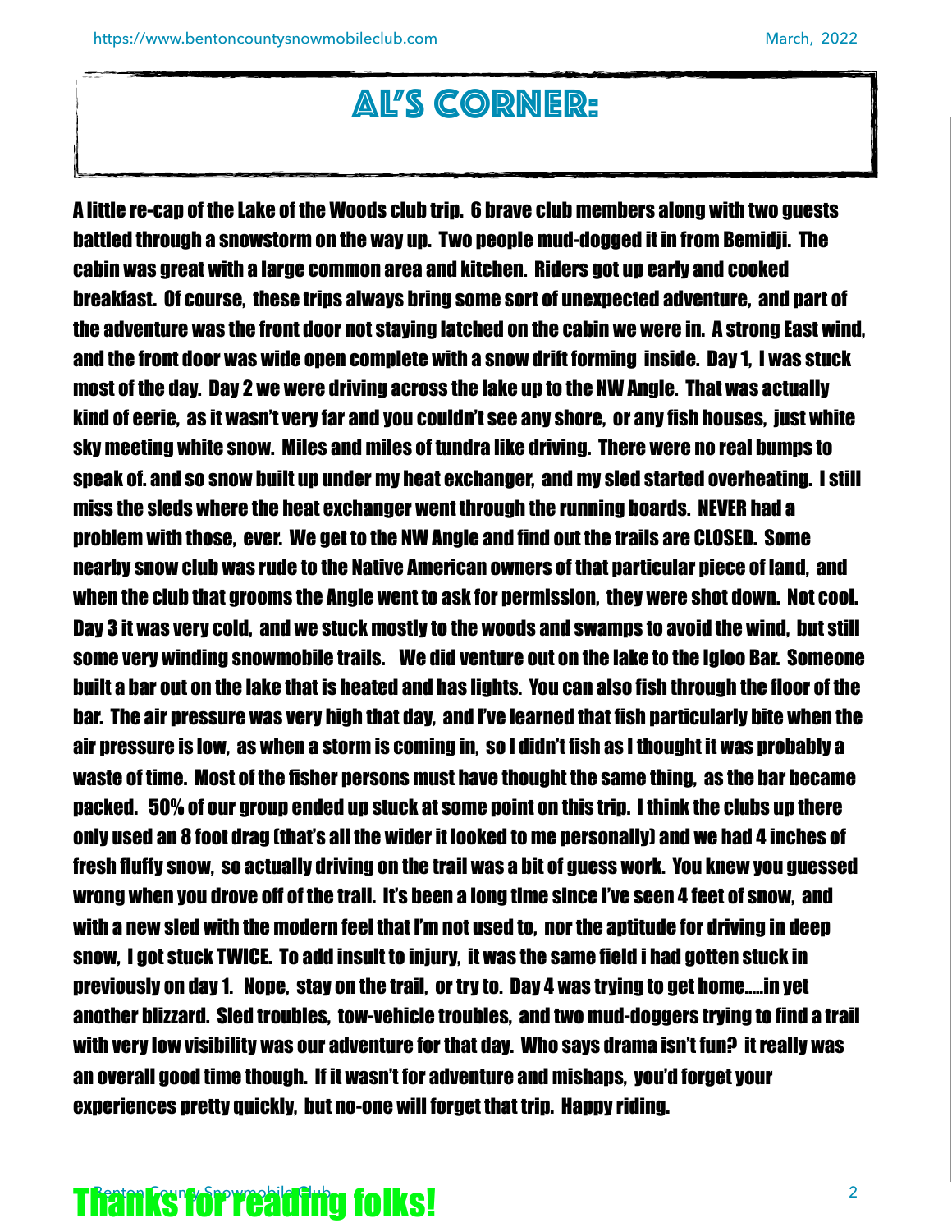# Al's Corner:

A little re-cap of the Lake of the Woods club trip. 6 brave club members along with two guests battled through a snowstorm on the way up. Two people mud-dogged it in from Bemidji. The cabin was great with a large common area and kitchen. Riders got up early and cooked breakfast. Of course, these trips always bring some sort of unexpected adventure, and part of the adventure was the front door not staying latched on the cabin we were in. A strong East wind, and the front door was wide open complete with a snow drift forming inside. Day 1, I was stuck most of the day. Day 2 we were driving across the lake up to the NW Angle. That was actually kind of eerie, as it wasn't very far and you couldn't see any shore, or any fish houses, just white sky meeting white snow. Miles and miles of tundra like driving. There were no real bumps to speak of. and so snow built up under my heat exchanger, and my sled started overheating. I still miss the sleds where the heat exchanger went through the running boards. NEVER had a problem with those, ever. We get to the NW Angle and find out the trails are CLOSED. Some nearby snow club was rude to the Native American owners of that particular piece of land, and when the club that grooms the Angle went to ask for permission, they were shot down. Not cool. Day 3 it was very cold, and we stuck mostly to the woods and swamps to avoid the wind, but still some very winding snowmobile trails. We did venture out on the lake to the Igloo Bar. Someone built a bar out on the lake that is heated and has lights. You can also fish through the floor of the bar. The air pressure was very high that day, and I've learned that fish particularly bite when the air pressure is low, as when a storm is coming in, so I didn't fish as I thought it was probably a waste of time. Most of the fisher persons must have thought the same thing, as the bar became packed. 50% of our group ended up stuck at some point on this trip. I think the clubs up there only used an 8 foot drag (that's all the wider it looked to me personally) and we had 4 inches of fresh fluffy snow, so actually driving on the trail was a bit of guess work. You knew you guessed wrong when you drove off of the trail. It's been a long time since I've seen 4 feet of snow, and with a new sled with the modern feel that I'm not used to, nor the aptitude for driving in deep snow, I got stuck TWICE. To add insult to injury, it was the same field i had gotten stuck in previously on day 1. Nope, stay on the trail, or try to. Day 4 was trying to get home.....in yet another blizzard. Sled troubles, tow-vehicle troubles, and two mud-doggers trying to find a trail with very low visibility was our adventure for that day. Who says drama isn't fun? it really was an overall good time though. If it wasn't for adventure and mishaps, you'd forget your experiences pretty quickly, but no-one will forget that trip. Happy riding.

**Thanks for reading folks!**